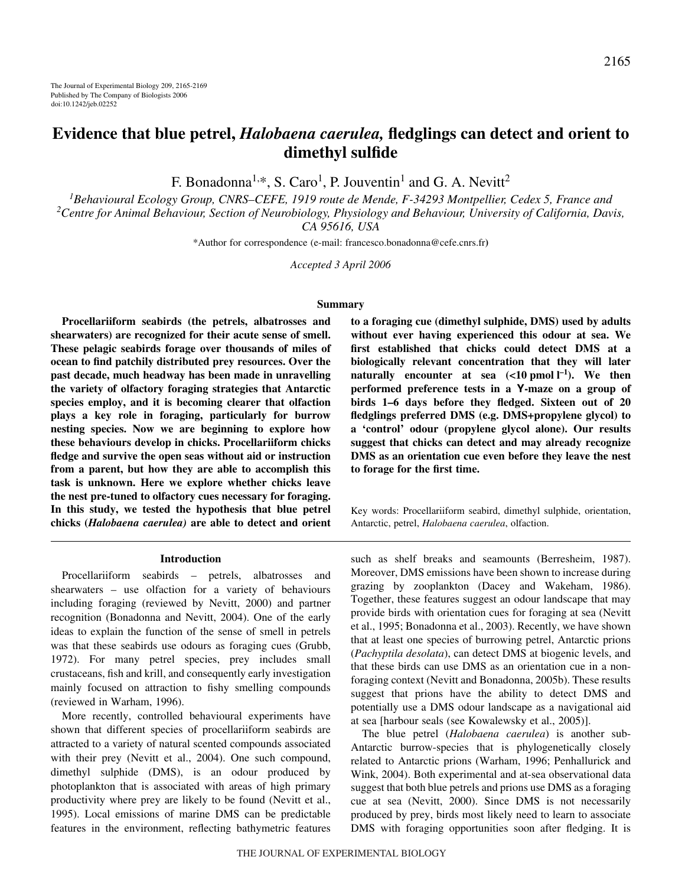# Evidence that blue petrel, *Halobaena caerulea,* fledglings can detect and orient to dimethyl sulfide

F. Bonadonna[1,*], S. Caro[1], P. Jouventin[1] and G. A. Nevitt[2]

[1]*Behavioural Ecology Group, CNRS–CEFE, 1919 route de Mende, F-34293 Montpellier, Cedex 5, France and*
[2]*Centre for Animal Behaviour, Section of Neurobiology, Physiology and Behaviour, University of California, Davis, CA 95616, USA*

*Author for correspondence (e-mail: francesco.bonadonna@cefe.cnrs.fr)

*Accepted 3 April 2006*

## Summary

**Procellariiform seabirds (the petrels, albatrosses and shearwaters) are recognized for their acute sense of smell. These pelagic seabirds forage over thousands of miles of ocean to find patchily distributed prey resources. Over the past decade, much headway has been made in unravelling the variety of olfactory foraging strategies that Antarctic species employ, and it is becoming clearer that olfaction plays a key role in foraging, particularly for burrow nesting species. Now we are beginning to explore how these behaviours develop in chicks. Procellariiform chicks fledge and survive the open seas without aid or instruction from a parent, but how they are able to accomplish this task is unknown. Here we explore whether chicks leave the nest pre-tuned to olfactory cues necessary for foraging. In this study, we tested the hypothesis that blue petrel chicks (*Halobaena caerulea*) are able to detect and orient to a foraging cue (dimethyl sulphide, DMS) used by adults without ever having experienced this odour at sea. We first established that chicks could detect DMS at a biologically relevant concentration that they will later naturally encounter at sea (<10 pmol $l^{-1}$). We then performed preference tests in a Y-maze on a group of birds 1–6 days before they fledged. Sixteen out of 20 fledglings preferred DMS (e.g. DMS+propylene glycol) to a 'control' odour (propylene glycol alone). Our results suggest that chicks can detect and may already recognize DMS as an orientation cue even before they leave the nest to forage for the first time.**

Key words: Procellariiform seabird, dimethyl sulphide, orientation, Antarctic, petrel, *Halobaena caerulea*, olfaction.

## Introduction

Procellariiform seabirds – petrels, albatrosses and shearwaters – use olfaction for a variety of behaviours including foraging (reviewed by Nevitt, 2000) and partner recognition (Bonadonna and Nevitt, 2004). One of the early ideas to explain the function of the sense of smell in petrels was that these seabirds use odours as foraging cues (Grubb, 1972). For many petrel species, prey includes small crustaceans, fish and krill, and consequently early investigation mainly focused on attraction to fishy smelling compounds (reviewed in Warham, 1996).

More recently, controlled behavioural experiments have shown that different species of procellariiform seabirds are attracted to a variety of natural scented compounds associated with their prey (Nevitt et al., 2004). One such compound, dimethyl sulphide (DMS), is an odour produced by photoplankton that is associated with areas of high primary productivity where prey are likely to be found (Nevitt et al., 1995). Local emissions of marine DMS can be predictable features in the environment, reflecting bathymetric features such as shelf breaks and seamounts (Berresheim, 1987). Moreover, DMS emissions have been shown to increase during grazing by zooplankton (Dacey and Wakeham, 1986). Together, these features suggest an odour landscape that may provide birds with orientation cues for foraging at sea (Nevitt et al., 1995; Bonadonna et al., 2003). Recently, we have shown that at least one species of burrowing petrel, Antarctic prions (*Pachyptila desolata*), can detect DMS at biogenic levels, and that these birds can use DMS as an orientation cue in a non-foraging context (Nevitt and Bonadonna, 2005b). These results suggest that prions have the ability to detect DMS and potentially use a DMS odour landscape as a navigational aid at sea [harbour seals (see Kowalewsky et al., 2005)].

The blue petrel (*Halobaena caerulea*) is another sub-Antarctic burrow-species that is phylogenetically closely related to Antarctic prions (Warham, 1996; Penhallurick and Wink, 2004). Both experimental and at-sea observational data suggest that both blue petrels and prions use DMS as a foraging cue at sea (Nevitt, 2000). Since DMS is not necessarily produced by prey, birds most likely need to learn to associate DMS with foraging opportunities soon after fledging. It is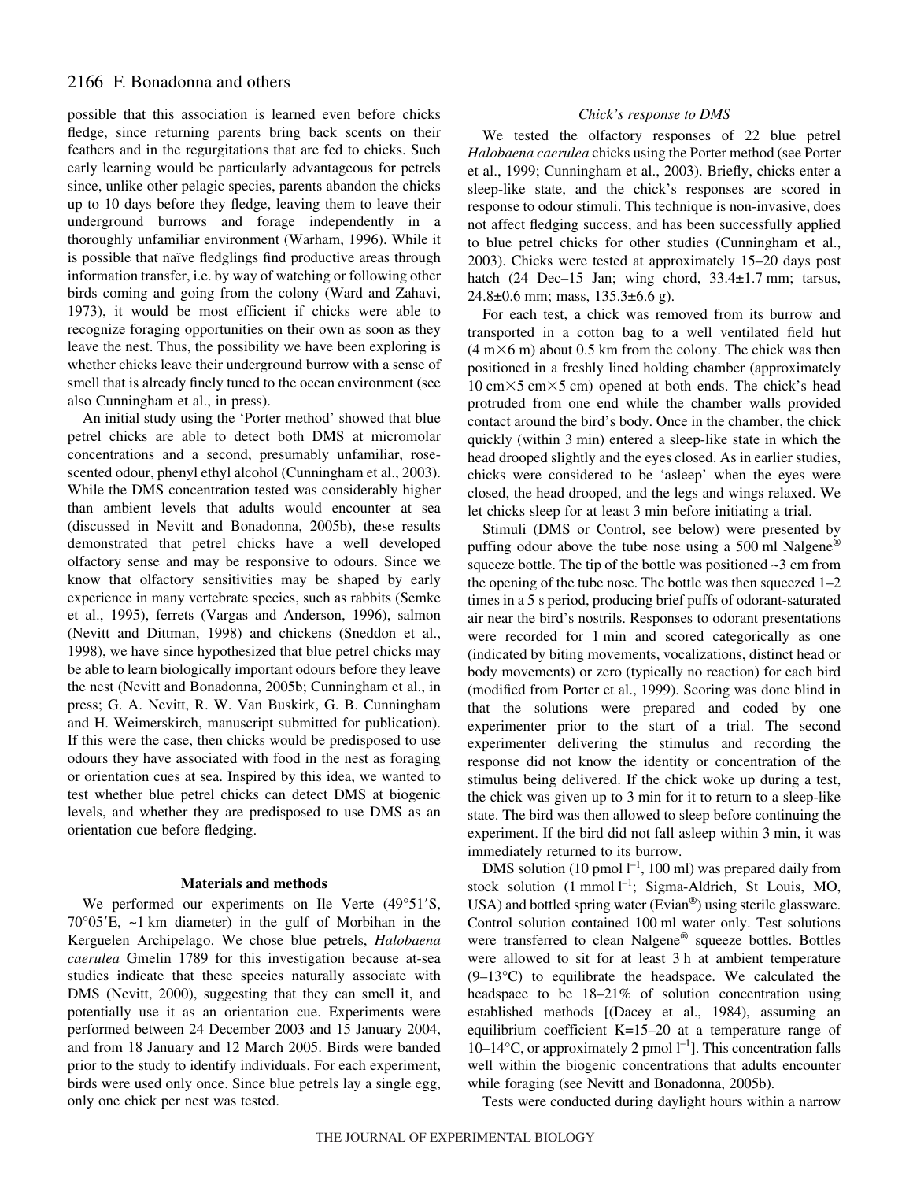possible that this association is learned even before chicks fledge, since returning parents bring back scents on their feathers and in the regurgitations that are fed to chicks. Such early learning would be particularly advantageous for petrels since, unlike other pelagic species, parents abandon the chicks up to 10 days before they fledge, leaving them to leave their underground burrows and forage independently in a thoroughly unfamiliar environment (Warham, 1996). While it is possible that naïve fledglings find productive areas through information transfer, i.e. by way of watching or following other birds coming and going from the colony (Ward and Zahavi, 1973), it would be most efficient if chicks were able to recognize foraging opportunities on their own as soon as they leave the nest. Thus, the possibility we have been exploring is whether chicks leave their underground burrow with a sense of smell that is already finely tuned to the ocean environment (see also Cunningham et al., in press).

An initial study using the 'Porter method' showed that blue petrel chicks are able to detect both DMS at micromolar concentrations and a second, presumably unfamiliar, rose-scented odour, phenyl ethyl alcohol (Cunningham et al., 2003). While the DMS concentration tested was considerably higher than ambient levels that adults would encounter at sea (discussed in Nevitt and Bonadonna, 2005b), these results demonstrated that petrel chicks have a well developed olfactory sense and may be responsive to odours. Since we know that olfactory sensitivities may be shaped by early experience in many vertebrate species, such as rabbits (Semke et al., 1995), ferrets (Vargas and Anderson, 1996), salmon (Nevitt and Dittman, 1998) and chickens (Sneddon et al., 1998), we have since hypothesized that blue petrel chicks may be able to learn biologically important odours before they leave the nest (Nevitt and Bonadonna, 2005b; Cunningham et al., in press; G. A. Nevitt, R. W. Van Buskirk, G. B. Cunningham and H. Weimerskirch, manuscript submitted for publication). If this were the case, then chicks would be predisposed to use odours they have associated with food in the nest as foraging or orientation cues at sea. Inspired by this idea, we wanted to test whether blue petrel chicks can detect DMS at biogenic levels, and whether they are predisposed to use DMS as an orientation cue before fledging.

## Materials and methods

We performed our experiments on Ile Verte (49°51′S, 70°05′E, ~1 km diameter) in the gulf of Morbihan in the Kerguelen Archipelago. We chose blue petrels, *Halobaena caerulea* Gmelin 1789 for this investigation because at-sea studies indicate that these species naturally associate with DMS (Nevitt, 2000), suggesting that they can smell it, and potentially use it as an orientation cue. Experiments were performed between 24 December 2003 and 15 January 2004, and from 18 January and 12 March 2005. Birds were banded prior to the study to identify individuals. For each experiment, birds were used only once. Since blue petrels lay a single egg, only one chick per nest was tested.

### *Chick's response to DMS*

We tested the olfactory responses of 22 blue petrel *Halobaena caerulea* chicks using the Porter method (see Porter et al., 1999; Cunningham et al., 2003). Briefly, chicks enter a sleep-like state, and the chick's responses are scored in response to odour stimuli. This technique is non-invasive, does not affect fledging success, and has been successfully applied to blue petrel chicks for other studies (Cunningham et al., 2003). Chicks were tested at approximately 15–20 days post hatch (24 Dec–15 Jan; wing chord, 33.4±1.7 mm; tarsus, 24.8±0.6 mm; mass, 135.3±6.6 g).

For each test, a chick was removed from its burrow and transported in a cotton bag to a well ventilated field hut (4 m×6 m) about 0.5 km from the colony. The chick was then positioned in a freshly lined holding chamber (approximately 10 cm×5 cm×5 cm) opened at both ends. The chick's head protruded from one end while the chamber walls provided contact around the bird's body. Once in the chamber, the chick quickly (within 3 min) entered a sleep-like state in which the head drooped slightly and the eyes closed. As in earlier studies, chicks were considered to be 'asleep' when the eyes were closed, the head drooped, and the legs and wings relaxed. We let chicks sleep for at least 3 min before initiating a trial.

Stimuli (DMS or Control, see below) were presented by puffing odour above the tube nose using a 500 ml Nalgene® squeeze bottle. The tip of the bottle was positioned ~3 cm from the opening of the tube nose. The bottle was then squeezed 1–2 times in a 5 s period, producing brief puffs of odorant-saturated air near the bird's nostrils. Responses to odorant presentations were recorded for 1 min and scored categorically as one (indicated by biting movements, vocalizations, distinct head or body movements) or zero (typically no reaction) for each bird (modified from Porter et al., 1999). Scoring was done blind in that the solutions were prepared and coded by one experimenter prior to the start of a trial. The second experimenter delivering the stimulus and recording the response did not know the identity or concentration of the stimulus being delivered. If the chick woke up during a test, the chick was given up to 3 min for it to return to a sleep-like state. The bird was then allowed to sleep before continuing the experiment. If the bird did not fall asleep within 3 min, it was immediately returned to its burrow.

DMS solution (10 pmol $l^{-1}$, 100 ml) was prepared daily from stock solution (1 mmol $l^{-1}$; Sigma-Aldrich, St Louis, MO, USA) and bottled spring water (Evian®) using sterile glassware. Control solution contained 100 ml water only. Test solutions were transferred to clean Nalgene® squeeze bottles. Bottles were allowed to sit for at least 3 h at ambient temperature (9–13°C) to equilibrate the headspace. We calculated the headspace to be 18–21% of solution concentration using established methods [(Dacey et al., 1984), assuming an equilibrium coefficient K=15–20 at a temperature range of 10–14°C, or approximately 2 pmol $l^{-1}$]. This concentration falls well within the biogenic concentrations that adults encounter while foraging (see Nevitt and Bonadonna, 2005b).

Tests were conducted during daylight hours within a narrow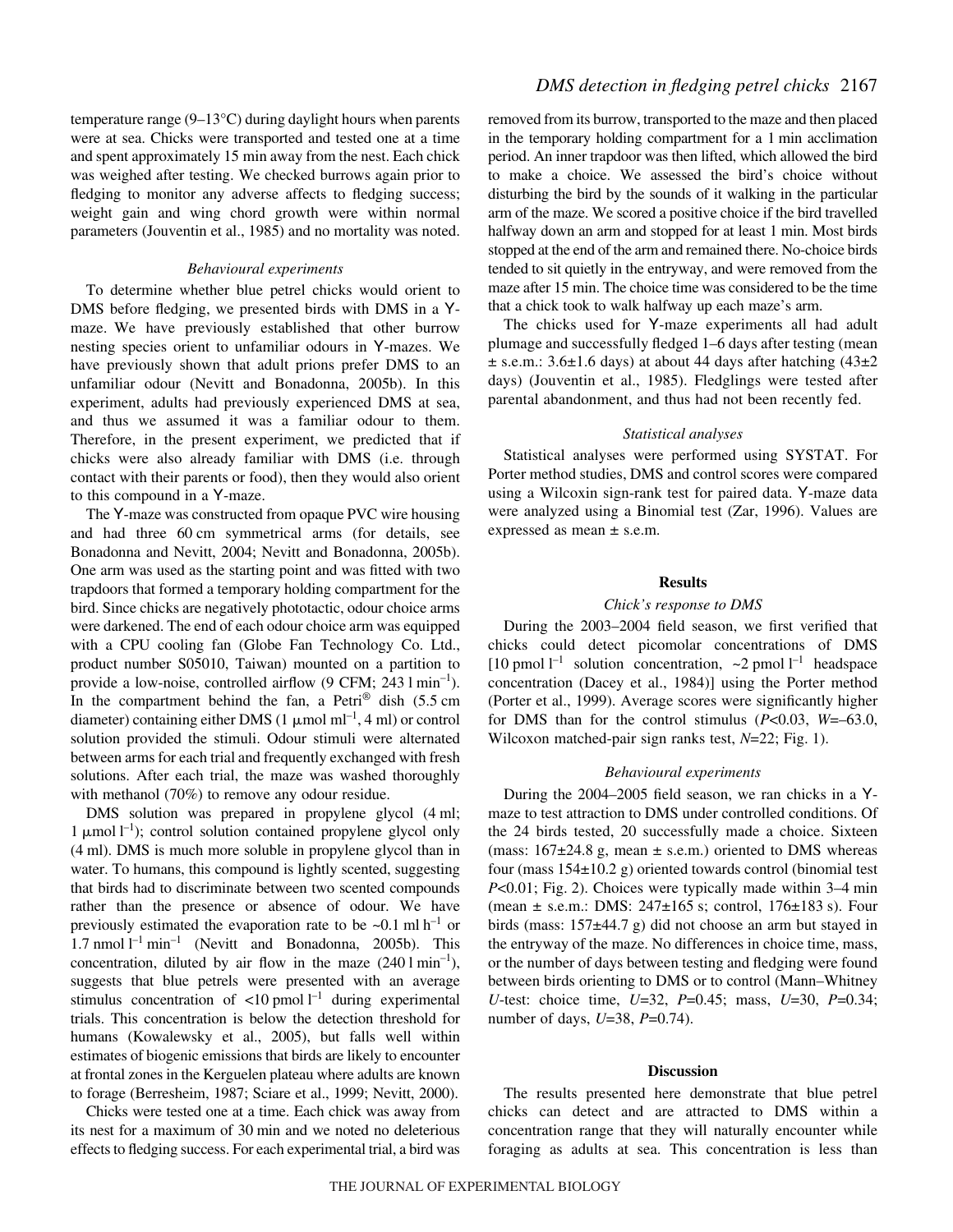temperature range (9–13°C) during daylight hours when parents were at sea. Chicks were transported and tested one at a time and spent approximately 15 min away from the nest. Each chick was weighed after testing. We checked burrows again prior to fledging to monitor any adverse affects to fledging success; weight gain and wing chord growth were within normal parameters (Jouventin et al., 1985) and no mortality was noted.

### *Behavioural experiments*

To determine whether blue petrel chicks would orient to DMS before fledging, we presented birds with DMS in a Y-maze. We have previously established that other burrow nesting species orient to unfamiliar odours in Y-mazes. We have previously shown that adult prions prefer DMS to an unfamiliar odour (Nevitt and Bonadonna, 2005b). In this experiment, adults had previously experienced DMS at sea, and thus we assumed it was a familiar odour to them. Therefore, in the present experiment, we predicted that if chicks were also already familiar with DMS (i.e. through contact with their parents or food), then they would also orient to this compound in a Y-maze.

The Y-maze was constructed from opaque PVC wire housing and had three 60 cm symmetrical arms (for details, see Bonadonna and Nevitt, 2004; Nevitt and Bonadonna, 2005b). One arm was used as the starting point and was fitted with two trapdoors that formed a temporary holding compartment for the bird. Since chicks are negatively phototactic, odour choice arms were darkened. The end of each odour choice arm was equipped with a CPU cooling fan (Globe Fan Technology Co. Ltd., product number S05010, Taiwan) mounted on a partition to provide a low-noise, controlled airflow (9 CFM; 243 $\mathrm{l\,min^{-1}}$). In the compartment behind the fan, a Petri® dish (5.5 cm diameter) containing either DMS (1 $\mu$mol $\mathrm{ml^{-1}}$, 4 ml) or control solution provided the stimuli. Odour stimuli were alternated between arms for each trial and frequently exchanged with fresh solutions. After each trial, the maze was washed thoroughly with methanol (70%) to remove any odour residue.

DMS solution was prepared in propylene glycol (4 ml; 1 $\mu$mol $\mathrm{l^{-1}}$); control solution contained propylene glycol only (4 ml). DMS is much more soluble in propylene glycol than in water. To humans, this compound is lightly scented, suggesting that birds had to discriminate between two scented compounds rather than the presence or absence of odour. We have previously estimated the evaporation rate to be ~0.1 ml $\mathrm{h^{-1}}$ or 1.7 nmol $\mathrm{l^{-1}\,min^{-1}}$ (Nevitt and Bonadonna, 2005b). This concentration, diluted by air flow in the maze (240 $\mathrm{l\,min^{-1}}$), suggests that blue petrels were presented with an average stimulus concentration of <10 pmol $\mathrm{l^{-1}}$ during experimental trials. This concentration is below the detection threshold for humans (Kowalewsky et al., 2005), but falls well within estimates of biogenic emissions that birds are likely to encounter at frontal zones in the Kerguelen plateau where adults are known to forage (Berresheim, 1987; Sciare et al., 1999; Nevitt, 2000).

Chicks were tested one at a time. Each chick was away from its nest for a maximum of 30 min and we noted no deleterious effects to fledging success. For each experimental trial, a bird was removed from its burrow, transported to the maze and then placed in the temporary holding compartment for a 1 min acclimation period. An inner trapdoor was then lifted, which allowed the bird to make a choice. We assessed the bird's choice without disturbing the bird by the sounds of it walking in the particular arm of the maze. We scored a positive choice if the bird travelled halfway down an arm and stopped for at least 1 min. Most birds stopped at the end of the arm and remained there. No-choice birds tended to sit quietly in the entryway, and were removed from the maze after 15 min. The choice time was considered to be the time that a chick took to walk halfway up each maze's arm.

The chicks used for Y-maze experiments all had adult plumage and successfully fledged 1–6 days after testing (mean ± s.e.m.: 3.6±1.6 days) at about 44 days after hatching (43±2 days) (Jouventin et al., 1985). Fledglings were tested after parental abandonment, and thus had not been recently fed.

### *Statistical analyses*

Statistical analyses were performed using SYSTAT. For Porter method studies, DMS and control scores were compared using a Wilcoxin sign-rank test for paired data. Y-maze data were analyzed using a Binomial test (Zar, 1996). Values are expressed as mean ± s.e.m.

## Results

### *Chick's response to DMS*

During the 2003–2004 field season, we first verified that chicks could detect picomolar concentrations of DMS [10 pmol $\mathrm{l^{-1}}$ solution concentration, ~2 pmol $\mathrm{l^{-1}}$ headspace concentration (Dacey et al., 1984)] using the Porter method (Porter et al., 1999). Average scores were significantly higher for DMS than for the control stimulus ($P<0.03$, $W=-63.0$, Wilcoxon matched-pair sign ranks test, $N=22$; Fig. 1).

### *Behavioural experiments*

During the 2004–2005 field season, we ran chicks in a Y-maze to test attraction to DMS under controlled conditions. Of the 24 birds tested, 20 successfully made a choice. Sixteen (mass: 167±24.8 g, mean ± s.e.m.) oriented to DMS whereas four (mass 154±10.2 g) oriented towards control (binomial test $P<0.01$; Fig. 2). Choices were typically made within 3–4 min (mean ± s.e.m.: DMS: 247±165 s; control, 176±183 s). Four birds (mass: 157±44.7 g) did not choose an arm but stayed in the entryway of the maze. No differences in choice time, mass, or the number of days between testing and fledging were found between birds orienting to DMS or to control (Mann–Whitney $U$-test: choice time, $U=32$, $P=0.45$; mass, $U=30$, $P=0.34$; number of days, $U=38$, $P=0.74$).

## Discussion

The results presented here demonstrate that blue petrel chicks can detect and are attracted to DMS within a concentration range that they will naturally encounter while foraging as adults at sea. This concentration is less than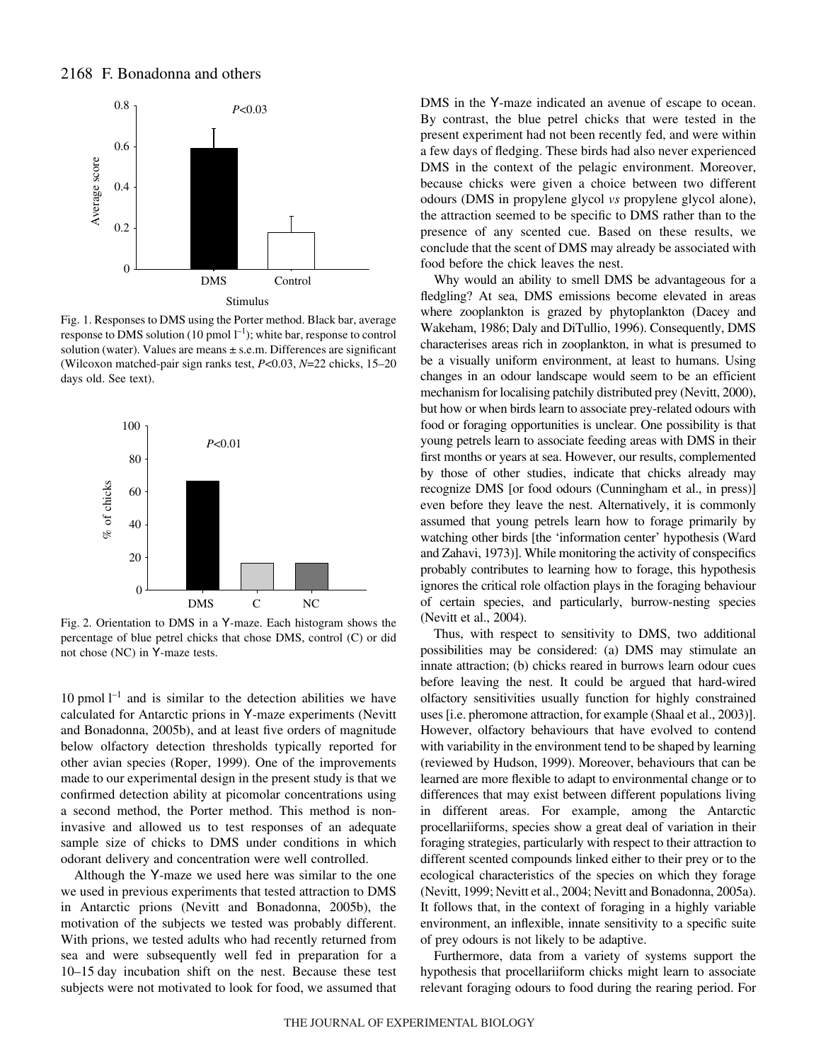P<0.03

0.8

0.6

0.4

0.2

0

Average score

DMS

Control

Stimulus

Fig. 1. Responses to DMS using the Porter method. Black bar, average response to DMS solution (10 pmol $l^{-1}$); white bar, response to control solution (water). Values are means ± s.e.m. Differences are significant (Wilcoxon matched-pair sign ranks test, $P<0.03$, $N=22$ chicks, 15–20 days old. See text).

P<0.01

100

80

60

40

20

0

% of chicks

DMS

C

NC

Fig. 2. Orientation to DMS in a Y-maze. Each histogram shows the percentage of blue petrel chicks that chose DMS, control (C) or did not chose (NC) in Y-maze tests.

10 pmol $l^{-1}$ and is similar to the detection abilities we have calculated for Antarctic prions in Y-maze experiments (Nevitt and Bonadonna, 2005b), and at least five orders of magnitude below olfactory detection thresholds typically reported for other avian species (Roper, 1999). One of the improvements made to our experimental design in the present study is that we confirmed detection ability at picomolar concentrations using a second method, the Porter method. This method is non-invasive and allowed us to test responses of an adequate sample size of chicks to DMS under conditions in which odorant delivery and concentration were well controlled.

Although the Y-maze we used here was similar to the one we used in previous experiments that tested attraction to DMS in Antarctic prions (Nevitt and Bonadonna, 2005b), the motivation of the subjects we tested was probably different. With prions, we tested adults who had recently returned from sea and were subsequently well fed in preparation for a 10–15 day incubation shift on the nest. Because these test subjects were not motivated to look for food, we assumed that DMS in the Y-maze indicated an avenue of escape to ocean. By contrast, the blue petrel chicks that were tested in the present experiment had not been recently fed, and were within a few days of fledging. These birds had also never experienced DMS in the context of the pelagic environment. Moreover, because chicks were given a choice between two different odours (DMS in propylene glycol *vs* propylene glycol alone), the attraction seemed to be specific to DMS rather than to the presence of any scented cue. Based on these results, we conclude that the scent of DMS may already be associated with food before the chick leaves the nest.

Why would an ability to smell DMS be advantageous for a fledgling? At sea, DMS emissions become elevated in areas where zooplankton is grazed by phytoplankton (Dacey and Wakeham, 1986; Daly and DiTullio, 1996). Consequently, DMS characterises areas rich in zooplankton, in what is presumed to be a visually uniform environment, at least to humans. Using changes in an odour landscape would seem to be an efficient mechanism for localising patchily distributed prey (Nevitt, 2000), but how or when birds learn to associate prey-related odours with food or foraging opportunities is unclear. One possibility is that young petrels learn to associate feeding areas with DMS in their first months or years at sea. However, our results, complemented by those of other studies, indicate that chicks already may recognize DMS [or food odours (Cunningham et al., in press)] even before they leave the nest. Alternatively, it is commonly assumed that young petrels learn how to forage primarily by watching other birds [the 'information center' hypothesis (Ward and Zahavi, 1973)]. While monitoring the activity of conspecifics probably contributes to learning how to forage, this hypothesis ignores the critical role olfaction plays in the foraging behaviour of certain species, and particularly, burrow-nesting species (Nevitt et al., 2004).

Thus, with respect to sensitivity to DMS, two additional possibilities may be considered: (a) DMS may stimulate an innate attraction; (b) chicks reared in burrows learn odour cues before leaving the nest. It could be argued that hard-wired olfactory sensitivities usually function for highly constrained uses [i.e. pheromone attraction, for example (Shaal et al., 2003)]. However, olfactory behaviours that have evolved to contend with variability in the environment tend to be shaped by learning (reviewed by Hudson, 1999). Moreover, behaviours that can be learned are more flexible to adapt to environmental change or to differences that may exist between different populations living in different areas. For example, among the Antarctic procellariiforms, species show a great deal of variation in their foraging strategies, particularly with respect to their attraction to different scented compounds linked either to their prey or to the ecological characteristics of the species on which they forage (Nevitt, 1999; Nevitt et al., 2004; Nevitt and Bonadonna, 2005a). It follows that, in the context of foraging in a highly variable environment, an inflexible, innate sensitivity to a specific suite of prey odours is not likely to be adaptive.

Furthermore, data from a variety of systems support the hypothesis that procellariiform chicks might learn to associate relevant foraging odours to food during the rearing period. For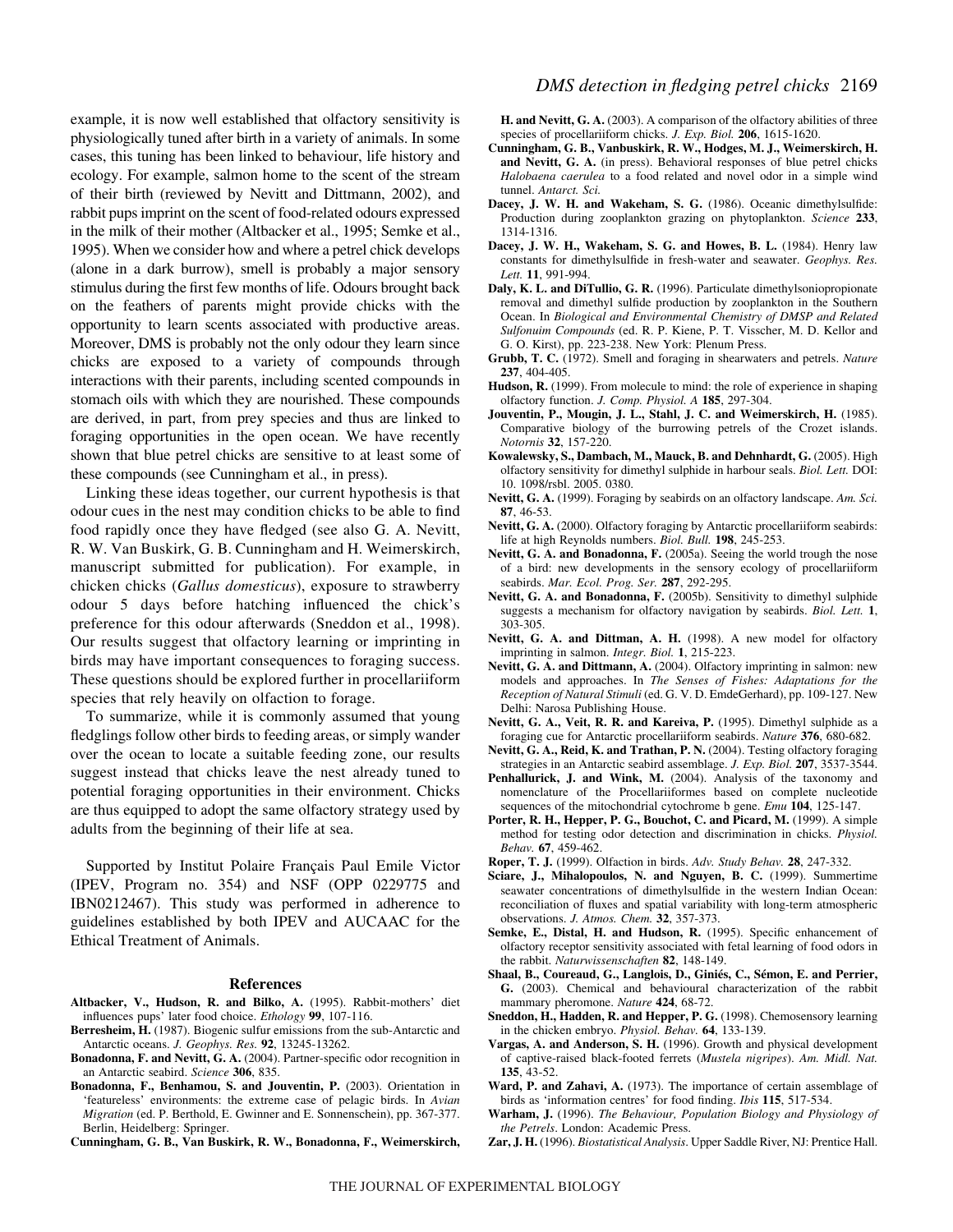example, it is now well established that olfactory sensitivity is physiologically tuned after birth in a variety of animals. In some cases, this tuning has been linked to behaviour, life history and ecology. For example, salmon home to the scent of the stream of their birth (reviewed by Nevitt and Dittmann, 2002), and rabbit pups imprint on the scent of food-related odours expressed in the milk of their mother (Altbacker et al., 1995; Semke et al., 1995). When we consider how and where a petrel chick develops (alone in a dark burrow), smell is probably a major sensory stimulus during the first few months of life. Odours brought back on the feathers of parents might provide chicks with the opportunity to learn scents associated with productive areas. Moreover, DMS is probably not the only odour they learn since chicks are exposed to a variety of compounds through interactions with their parents, including scented compounds in stomach oils with which they are nourished. These compounds are derived, in part, from prey species and thus are linked to foraging opportunities in the open ocean. We have recently shown that blue petrel chicks are sensitive to at least some of these compounds (see Cunningham et al., in press).

Linking these ideas together, our current hypothesis is that odour cues in the nest may condition chicks to be able to find food rapidly once they have fledged (see also G. A. Nevitt, R. W. Van Buskirk, G. B. Cunningham and H. Weimerskirch, manuscript submitted for publication). For example, in chicken chicks (*Gallus domesticus*), exposure to strawberry odour 5 days before hatching influenced the chick's preference for this odour afterwards (Sneddon et al., 1998). Our results suggest that olfactory learning or imprinting in birds may have important consequences to foraging success. These questions should be explored further in procellariiform species that rely heavily on olfaction to forage.

To summarize, while it is commonly assumed that young fledglings follow other birds to feeding areas, or simply wander over the ocean to locate a suitable feeding zone, our results suggest instead that chicks leave the nest already tuned to potential foraging opportunities in their environment. Chicks are thus equipped to adopt the same olfactory strategy used by adults from the beginning of their life at sea.

Supported by Institut Polaire Français Paul Emile Victor (IPEV, Program no. 354) and NSF (OPP 0229775 and IBN0212467). This study was performed in adherence to guidelines established by both IPEV and AUCAAC for the Ethical Treatment of Animals.

## References

**Altbacker, V., Hudson, R. and Bilko, A.** (1995). Rabbit-mothers' diet influences pups' later food choice. *Ethology* **99**, 107-116.

**Berresheim, H.** (1987). Biogenic sulfur emissions from the sub-Antarctic and Antarctic oceans. *J. Geophys. Res.* **92**, 13245-13262.

**Bonadonna, F. and Nevitt, G. A.** (2004). Partner-specific odor recognition in an Antarctic seabird. *Science* **306**, 835.

**Bonadonna, F., Benhamou, S. and Jouventin, P.** (2003). Orientation in 'featureless' environments: the extreme case of pelagic birds. In *Avian Migration* (ed. P. Berthold, E. Gwinner and E. Sonnenschein), pp. 367-377. Berlin, Heidelberg: Springer.

**Cunningham, G. B., Van Buskirk, R. W., Bonadonna, F., Weimerskirch, H. and Nevitt, G. A.** (2003). A comparison of the olfactory abilities of three species of procellariiform chicks. *J. Exp. Biol.* **206**, 1615-1620.

**Cunningham, G. B., Vanbuskirk, R. W., Hodges, M. J., Weimerskirch, H. and Nevitt, G. A.** (in press). Behavioral responses of blue petrel chicks *Halobaena caerulea* to a food related and novel odor in a simple wind tunnel. *Antarct. Sci.*

**Dacey, J. W. H. and Wakeham, S. G.** (1986). Oceanic dimethylsulfide: Production during zooplankton grazing on phytoplankton. *Science* **233**, 1314-1316.

**Dacey, J. W. H., Wakeham, S. G. and Howes, B. L.** (1984). Henry law constants for dimethylsulfide in fresh-water and seawater. *Geophys. Res. Lett.* **11**, 991-994.

**Daly, K. L. and DiTullio, G. R.** (1996). Particulate dimethylsonioproprionate removal and dimethyl sulfide production by zooplankton in the Southern Ocean. In *Biological and Environmental Chemistry of DMSP and Related Sulfonuim Compounds* (ed. R. P. Kiene, P. T. Visscher, M. D. Kellor and G. O. Kirst), pp. 223-238. New York: Plenum Press.

**Grubb, T. C.** (1972). Smell and foraging in shearwaters and petrels. *Nature* **237**, 404-405.

**Hudson, R.** (1999). From molecule to mind: the role of experience in shaping olfactory function. *J. Comp. Physiol. A* **185**, 297-304.

**Jouventin, P., Mougin, J. L., Stahl, J. C. and Weimerskirch, H.** (1985). Comparative biology of the burrowing petrels of the Crozet islands. *Notornis* **32**, 157-220.

**Kowalewsky, S., Dambach, M., Mauck, B. and Dehnhardt, G.** (2005). High olfactory sensitivity for dimethyl sulphide in harbour seals. *Biol. Lett.* DOI: 10. 1098/rsbl. 2005. 0380.

**Nevitt, G. A.** (1999). Foraging by seabirds on an olfactory landscape. *Am. Sci.* **87**, 46-53.

**Nevitt, G. A.** (2000). Olfactory foraging by Antarctic procellariiform seabirds: life at high Reynolds numbers. *Biol. Bull.* **198**, 245-253.

**Nevitt, G. A. and Bonadonna, F.** (2005a). Seeing the world trough the nose of a bird: new developments in the sensory ecology of procellariiform seabirds. *Mar. Ecol. Prog. Ser.* **287**, 292-295.

**Nevitt, G. A. and Bonadonna, F.** (2005b). Sensitivity to dimethyl sulphide suggests a mechanism for olfactory navigation by seabirds. *Biol. Lett.* **1**, 303-305.

**Nevitt, G. A. and Dittman, A. H.** (1998). A new model for olfactory imprinting in salmon. *Integr. Biol.* **1**, 215-223.

**Nevitt, G. A. and Dittmann, A.** (2004). Olfactory imprinting in salmon: new models and approaches. In *The Senses of Fishes: Adaptations for the Reception of Natural Stimuli* (ed. G. V. D. EmdeGerhard), pp. 109-127. New Delhi: Narosa Publishing House.

**Nevitt, G. A., Veit, R. R. and Kareiva, P.** (1995). Dimethyl sulphide as a foraging cue for Antarctic procellariiform seabirds. *Nature* **376**, 680-682.

**Nevitt, G. A., Reid, K. and Trathan, P. N.** (2004). Testing olfactory foraging strategies in an Antarctic seabird assemblage. *J. Exp. Biol.* **207**, 3537-3544.

**Penhallurick, J. and Wink, M.** (2004). Analysis of the taxonomy and nomenclature of the Procellariiformes based on complete nucleotide sequences of the mitochondrial cytochrome b gene. *Emu* **104**, 125-147.

**Porter, R. H., Hepper, P. G., Bouchot, C. and Picard, M.** (1999). A simple method for testing odor detection and discrimination in chicks. *Physiol. Behav.* **67**, 459-462.

**Roper, T. J.** (1999). Olfaction in birds. *Adv. Study Behav.* **28**, 247-332.

**Sciare, J., Mihalopoulos, N. and Nguyen, B. C.** (1999). Summertime seawater concentrations of dimethylsulfide in the western Indian Ocean: reconciliation of fluxes and spatial variability with long-term atmospheric observations. *J. Atmos. Chem.* **32**, 357-373.

**Semke, E., Distal, H. and Hudson, R.** (1995). Specific enhancement of olfactory receptor sensitivity associated with fetal learning of food odors in the rabbit. *Naturwissenschaften* **82**, 148-149.

**Shaal, B., Coureaud, G., Langlois, D., Giniés, C., Sémon, E. and Perrier, G.** (2003). Chemical and behavioural characterization of the rabbit mammary pheromone. *Nature* **424**, 68-72.

**Sneddon, H., Hadden, R. and Hepper, P. G.** (1998). Chemosensory learning in the chicken embryo. *Physiol. Behav.* **64**, 133-139.

**Vargas, A. and Anderson, S. H.** (1996). Growth and physical development of captive-raised black-footed ferrets (*Mustela nigripes*). *Am. Midl. Nat.* **135**, 43-52.

**Ward, P. and Zahavi, A.** (1973). The importance of certain assemblage of birds as 'information centres' for food finding. *Ibis* **115**, 517-534.

**Warham, J.** (1996). *The Behaviour, Population Biology and Physiology of the Petrels*. London: Academic Press.

**Zar, J. H.** (1996). *Biostatistical Analysis*. Upper Saddle River, NJ: Prentice Hall.